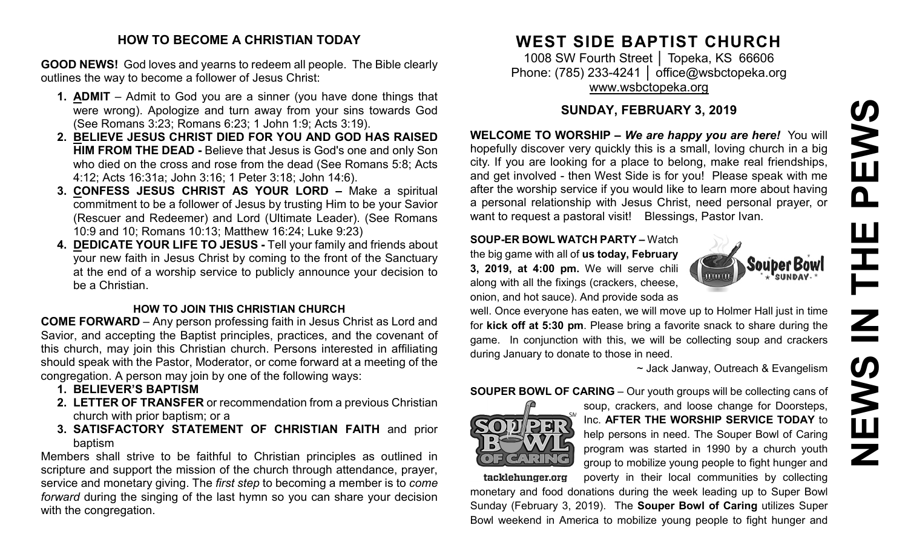## HOW TO BECOME A CHRISTIAN TODAY

**GOOD NEWS!** God loves and yearns to redeem all people. The Bible clearly outlines the way to become a follower of Jesus Christ:

1. **ADMIT** – Admit to God you are a sinner (you have done things that were wrong). Apologize and turn away from your sins towards God (See Romans 3:23; Romans 6:23; 1 John 1:9; Acts 3:19).
2. **BELIEVE JESUS CHRIST DIED FOR YOU AND GOD HAS RAISED HIM FROM THE DEAD -** Believe that Jesus is God's one and only Son who died on the cross and rose from the dead (See Romans 5:8; Acts 4:12; Acts 16:31a; John 3:16; 1 Peter 3:18; John 14:6).
3. **CONFESS JESUS CHRIST AS YOUR LORD –** Make a spiritual commitment to be a follower of Jesus by trusting Him to be your Savior (Rescuer and Redeemer) and Lord (Ultimate Leader). (See Romans 10:9 and 10; Romans 10:13; Matthew 16:24; Luke 9:23)
4. **DEDICATE YOUR LIFE TO JESUS -** Tell your family and friends about your new faith in Jesus Christ by coming to the front of the Sanctuary at the end of a worship service to publicly announce your decision to be a Christian.

### HOW TO JOIN THIS CHRISTIAN CHURCH

**COME FORWARD** – Any person professing faith in Jesus Christ as Lord and Savior, and accepting the Baptist principles, practices, and the covenant of this church, may join this Christian church. Persons interested in affiliating should speak with the Pastor, Moderator, or come forward at a meeting of the congregation. A person may join by one of the following ways:

1. **BELIEVER'S BAPTISM**
2. **LETTER OF TRANSFER** or recommendation from a previous Christian church with prior baptism; or a
3. **SATISFACTORY STATEMENT OF CHRISTIAN FAITH** and prior baptism

Members shall strive to be faithful to Christian principles as outlined in scripture and support the mission of the church through attendance, prayer, service and monetary giving. The *first step* to becoming a member is to *come forward* during the singing of the last hymn so you can share your decision with the congregation.

# WEST SIDE BAPTIST CHURCH

1008 SW Fourth Street │ Topeka, KS 66606
Phone: (785) 233-4241 │ office@wsbctopeka.org
www.wsbctopeka.org

## SUNDAY, FEBRUARY 3, 2019

**WELCOME TO WORSHIP –** ***We are happy you are here!*** You will hopefully discover very quickly this is a small, loving church in a big city. If you are looking for a place to belong, make real friendships, and get involved - then West Side is for you! Please speak with me after the worship service if you would like to learn more about having a personal relationship with Jesus Christ, need personal prayer, or want to request a pastoral visit! Blessings, Pastor Ivan.

**SOUP-ER BOWL WATCH PARTY –** Watch the big game with all of **us today, February 3, 2019, at 4:00 pm.** We will serve chili along with all the fixings (crackers, cheese, onion, and hot sauce). And provide soda as well. Once everyone has eaten, we will move up to Holmer Hall just in time for **kick off at 5:30 pm**. Please bring a favorite snack to share during the game. In conjunction with this, we will be collecting soup and crackers during January to donate to those in need.

~ Jack Janway, Outreach & Evangelism

**SOUPER BOWL OF CARING** – Our youth groups will be collecting cans of soup, crackers, and loose change for Doorsteps, Inc. **AFTER THE WORSHIP SERVICE TODAY** to help persons in need. The Souper Bowl of Caring program was started in 1990 by a church youth group to mobilize young people to fight hunger and poverty in their local communities by collecting monetary and food donations during the week leading up to Super Bowl Sunday (February 3, 2019). The **Souper Bowl of Caring** utilizes Super Bowl weekend in America to mobilize young people to fight hunger and

# NEWS IN THE PEWS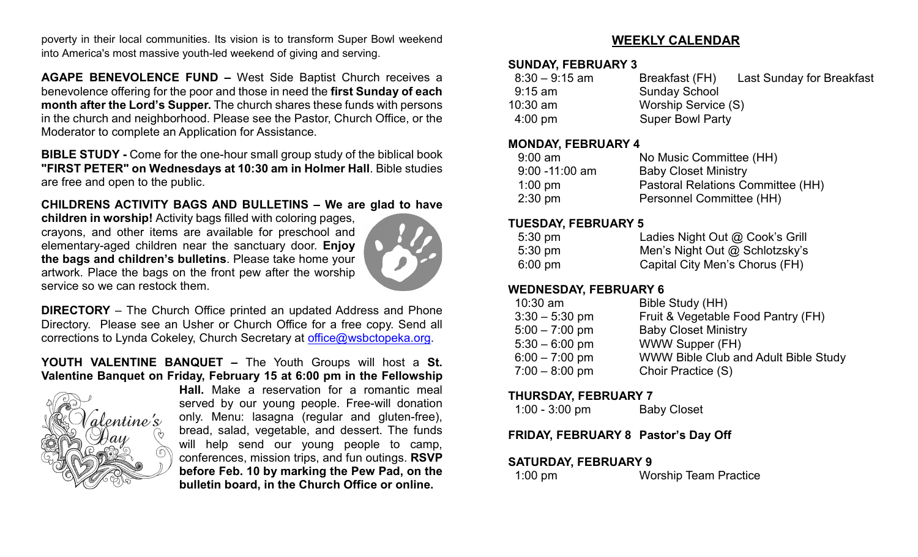poverty in their local communities. Its vision is to transform Super Bowl weekend into America's most massive youth-led weekend of giving and serving.

**AGAPE BENEVOLENCE FUND –** West Side Baptist Church receives a benevolence offering for the poor and those in need the **first Sunday of each month after the Lord's Supper.** The church shares these funds with persons in the church and neighborhood. Please see the Pastor, Church Office, or the Moderator to complete an Application for Assistance.

**BIBLE STUDY -** Come for the one-hour small group study of the biblical book **"FIRST PETER" on Wednesdays at 10:30 am in Holmer Hall**. Bible studies are free and open to the public.

**CHILDRENS ACTIVITY BAGS AND BULLETINS – We are glad to have children in worship!** Activity bags filled with coloring pages, crayons, and other items are available for preschool and elementary-aged children near the sanctuary door. **Enjoy the bags and children's bulletins**. Please take home your artwork. Place the bags on the front pew after the worship service so we can restock them.

**DIRECTORY** – The Church Office printed an updated Address and Phone Directory. Please see an Usher or Church Office for a free copy. Send all corrections to Lynda Cokeley, Church Secretary at office@wsbctopeka.org.

**YOUTH VALENTINE BANQUET –** The Youth Groups will host a **St. Valentine Banquet on Friday, February 15 at 6:00 pm in the Fellowship Hall.** Make a reservation for a romantic meal served by our young people. Free-will donation only. Menu: lasagna (regular and gluten-free), bread, salad, vegetable, and dessert. The funds will help send our young people to camp, conferences, mission trips, and fun outings. **RSVP before Feb. 10 by marking the Pew Pad, on the bulletin board, in the Church Office or online.**

## WEEKLY CALENDAR

**SUNDAY, FEBRUARY 3**

| | | |
|---|---|---|
| 8:30 – 9:15 am | Breakfast (FH) | Last Sunday for Breakfast |
| 9:15 am | Sunday School | |
| 10:30 am | Worship Service (S) | |
| 4:00 pm | Super Bowl Party | |

**MONDAY, FEBRUARY 4**

| | |
|---|---|
| 9:00 am | No Music Committee (HH) |
| 9:00 -11:00 am | Baby Closet Ministry |
| 1:00 pm | Pastoral Relations Committee (HH) |
| 2:30 pm | Personnel Committee (HH) |

**TUESDAY, FEBRUARY 5**

| | |
|---|---|
| 5:30 pm | Ladies Night Out @ Cook's Grill |
| 5:30 pm | Men's Night Out @ Schlotzsky's |
| 6:00 pm | Capital City Men's Chorus (FH) |

**WEDNESDAY, FEBRUARY 6**

| | |
|---|---|
| 10:30 am | Bible Study (HH) |
| 3:30 – 5:30 pm | Fruit & Vegetable Food Pantry (FH) |
| 5:00 – 7:00 pm | Baby Closet Ministry |
| 5:30 – 6:00 pm | WWW Supper (FH) |
| 6:00 – 7:00 pm | WWW Bible Club and Adult Bible Study |
| 7:00 – 8:00 pm | Choir Practice (S) |

**THURSDAY, FEBRUARY 7**

| | |
|---|---|
| 1:00 - 3:00 pm | Baby Closet |

**FRIDAY, FEBRUARY 8 Pastor's Day Off**

**SATURDAY, FEBRUARY 9**

| | |
|---|---|
| 1:00 pm | Worship Team Practice |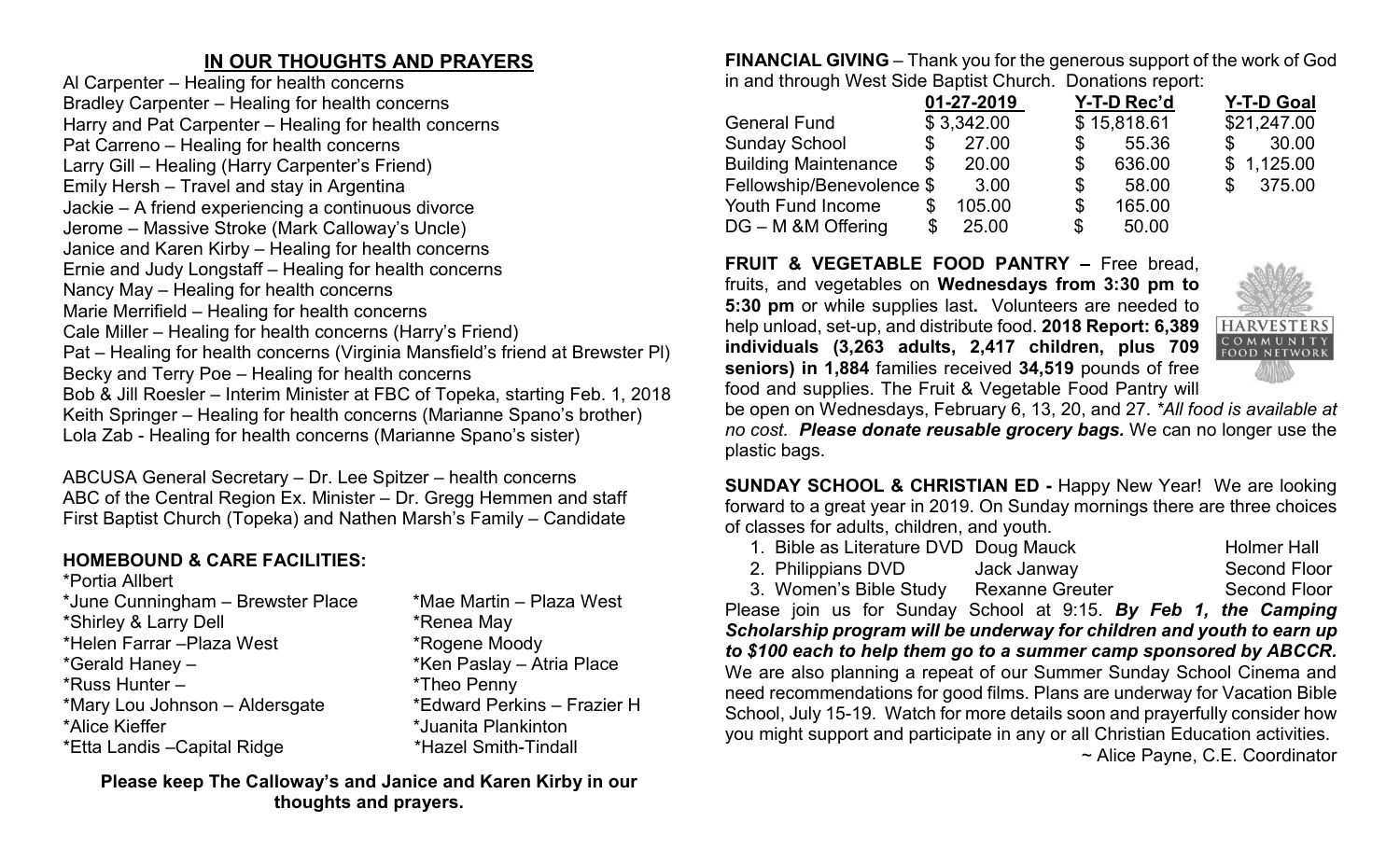## IN OUR THOUGHTS AND PRAYERS

Al Carpenter – Healing for health concerns
Bradley Carpenter – Healing for health concerns
Harry and Pat Carpenter – Healing for health concerns
Pat Carreno – Healing for health concerns
Larry Gill – Healing (Harry Carpenter's Friend)
Emily Hersh – Travel and stay in Argentina
Jackie – A friend experiencing a continuous divorce
Jerome – Massive Stroke (Mark Calloway's Uncle)
Janice and Karen Kirby – Healing for health concerns
Ernie and Judy Longstaff – Healing for health concerns
Nancy May – Healing for health concerns
Marie Merrifield – Healing for health concerns
Cale Miller – Healing for health concerns (Harry's Friend)
Pat – Healing for health concerns (Virginia Mansfield's friend at Brewster Pl)
Becky and Terry Poe – Healing for health concerns
Bob & Jill Roesler – Interim Minister at FBC of Topeka, starting Feb. 1, 2018
Keith Springer – Healing for health concerns (Marianne Spano's brother)
Lola Zab - Healing for health concerns (Marianne Spano's sister)

ABCUSA General Secretary – Dr. Lee Spitzer – health concerns
ABC of the Central Region Ex. Minister – Dr. Gregg Hemmen and staff
First Baptist Church (Topeka) and Nathen Marsh's Family – Candidate

### HOMEBOUND & CARE FACILITIES:

*Portia Allbert
*June Cunningham – Brewster Place
*Shirley & Larry Dell
*Helen Farrar –Plaza West
*Gerald Haney –
*Russ Hunter –
*Mary Lou Johnson – Aldersgate
*Alice Kieffer
*Etta Landis –Capital Ridge
*Mae Martin – Plaza West
*Renea May
*Rogene Moody
*Ken Paslay – Atria Place
*Theo Penny
*Edward Perkins – Frazier H
*Juanita Plankinton
*Hazel Smith-Tindall

**Please keep The Calloway's and Janice and Karen Kirby in our thoughts and prayers.**

**FINANCIAL GIVING** – Thank you for the generous support of the work of God in and through West Side Baptist Church. Donations report:

| | 01-27-2019 | Y-T-D Rec'd | Y-T-D Goal |
|---|---|---|---|
| General Fund | $ 3,342.00 | $ 15,818.61 | $21,247.00 |
| Sunday School | $ 27.00 | $ 55.36 | $ 30.00 |
| Building Maintenance | $ 20.00 | $ 636.00 | $ 1,125.00 |
| Fellowship/Benevolence | $ 3.00 | $ 58.00 | $ 375.00 |
| Youth Fund Income | $ 105.00 | $ 165.00 | |
| DG – M &M Offering | $ 25.00 | $ 50.00 | |

**FRUIT & VEGETABLE FOOD PANTRY –** Free bread, fruits, and vegetables on **Wednesdays from 3:30 pm to 5:30 pm** or while supplies last**.** Volunteers are needed to help unload, set-up, and distribute food. **2018 Report: 6,389 individuals (3,263 adults, 2,417 children, plus 709 seniors) in 1,884** families received **34,519** pounds of free food and supplies. The Fruit & Vegetable Food Pantry will be open on Wednesdays, February 6, 13, 20, and 27. *\*All food is available at no cost.* ***Please donate reusable grocery bags.*** We can no longer use the plastic bags.

**SUNDAY SCHOOL & CHRISTIAN ED -** Happy New Year! We are looking forward to a great year in 2019. On Sunday mornings there are three choices of classes for adults, children, and youth.

1. Bible as Literature DVD — Doug Mauck — Holmer Hall
2. Philippians DVD — Jack Janway — Second Floor
3. Women's Bible Study — Rexanne Greuter — Second Floor

Please join us for Sunday School at 9:15. ***By Feb 1, the Camping Scholarship program will be underway for children and youth to earn up to $100 each to help them go to a summer camp sponsored by ABCCR.*** We are also planning a repeat of our Summer Sunday School Cinema and need recommendations for good films. Plans are underway for Vacation Bible School, July 15-19. Watch for more details soon and prayerfully consider how you might support and participate in any or all Christian Education activities.

~ Alice Payne, C.E. Coordinator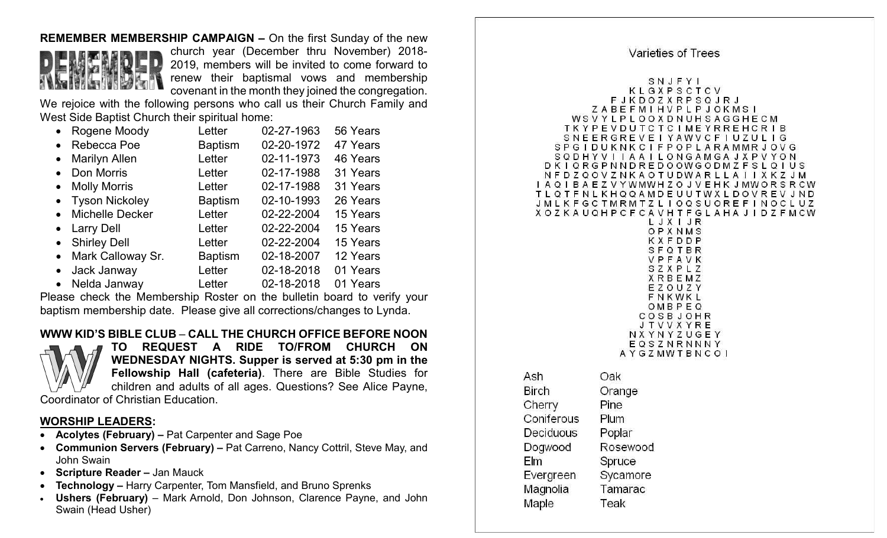**REMEMBER MEMBERSHIP CAMPAIGN –** On the first Sunday of the new church year (December thru November) 2018-2019, members will be invited to come forward to renew their baptismal vows and membership covenant in the month they joined the congregation. We rejoice with the following persons who call us their Church Family and West Side Baptist Church their spiritual home:

| | | | |
|---|---|---|---|
| Rogene Moody | Letter | 02-27-1963 | 56 Years |
| Rebecca Poe | Baptism | 02-20-1972 | 47 Years |
| Marilyn Allen | Letter | 02-11-1973 | 46 Years |
| Don Morris | Letter | 02-17-1988 | 31 Years |
| Molly Morris | Letter | 02-17-1988 | 31 Years |
| Tyson Nickoley | Baptism | 02-10-1993 | 26 Years |
| Michelle Decker | Letter | 02-22-2004 | 15 Years |
| Larry Dell | Letter | 02-22-2004 | 15 Years |
| Shirley Dell | Letter | 02-22-2004 | 15 Years |
| Mark Calloway Sr. | Baptism | 02-18-2007 | 12 Years |
| Jack Janway | Letter | 02-18-2018 | 01 Years |
| Nelda Janway | Letter | 02-18-2018 | 01 Years |

Please check the Membership Roster on the bulletin board to verify your baptism membership date. Please give all corrections/changes to Lynda.

**WWW KID'S BIBLE CLUB – CALL THE CHURCH OFFICE BEFORE NOON TO REQUEST A RIDE TO/FROM CHURCH ON WEDNESDAY NIGHTS. Supper is served at 5:30 pm in the Fellowship Hall (cafeteria)**. There are Bible Studies for children and adults of all ages. Questions? See Alice Payne, Coordinator of Christian Education.

## WORSHIP LEADERS:

- **Acolytes (February) –** Pat Carpenter and Sage Poe
- **Communion Servers (February) –** Pat Carreno, Nancy Cottril, Steve May, and John Swain
- **Scripture Reader –** Jan Mauck
- **Technology –** Harry Carpenter, Tom Mansfield, and Bruno Sprenks
- **Ushers (February)** – Mark Arnold, Don Johnson, Clarence Payne, and John Swain (Head Usher)

## Varieties of Trees

```
SNJFYI
KLGXPSCTCV
FJKDOZXRPSQJRJ
ZABEFMIHVPLPJOKMSI
WSVYLPLOOXDNUHSAGGHECM
TKYPEVDUTCTCIMEYRREHCRIB
SNEERGREVEIYAWVCFIUZULIG
SPGIDUKNKCIFPOPLARAMMRJOVG
SQDHYVIIAAILONGAMGAJXPVYON
DKIQRGPNNDREDOOWGODMZFSLQIUS
NFDZQOVZNKAOTUDWARLLAIIXKZJM
IAQIBAEZVYWMWHZOJVEHKJMWORSRCW
TLQTFNLKHQQAMDEUUTWXLDOVREVJND
JMLKFGCTMRMTZLIOQSUOREFINOCLUZ
XOZKAUQHPCFCAVHTFGLAHAJIDZFMCW
LJXIJR
OPXNMS
KXFDDP
SFQTBR
VPFAVK
SZXPLZ
XRBEMZ
EZOUZY
FNKWKL
OMBPEQ
COSBJOHR
JTVVXYRE
NXYNYZUGEY
EQSZNRNNNY
AYGZMWTBNCOI
```

| | |
|---|---|
| Ash | Oak |
| Birch | Orange |
| Cherry | Pine |
| Coniferous | Plum |
| Deciduous | Poplar |
| Dogwood | Rosewood |
| Elm | Spruce |
| Evergreen | Sycamore |
| Magnolia | Tamarac |
| Maple | Teak |